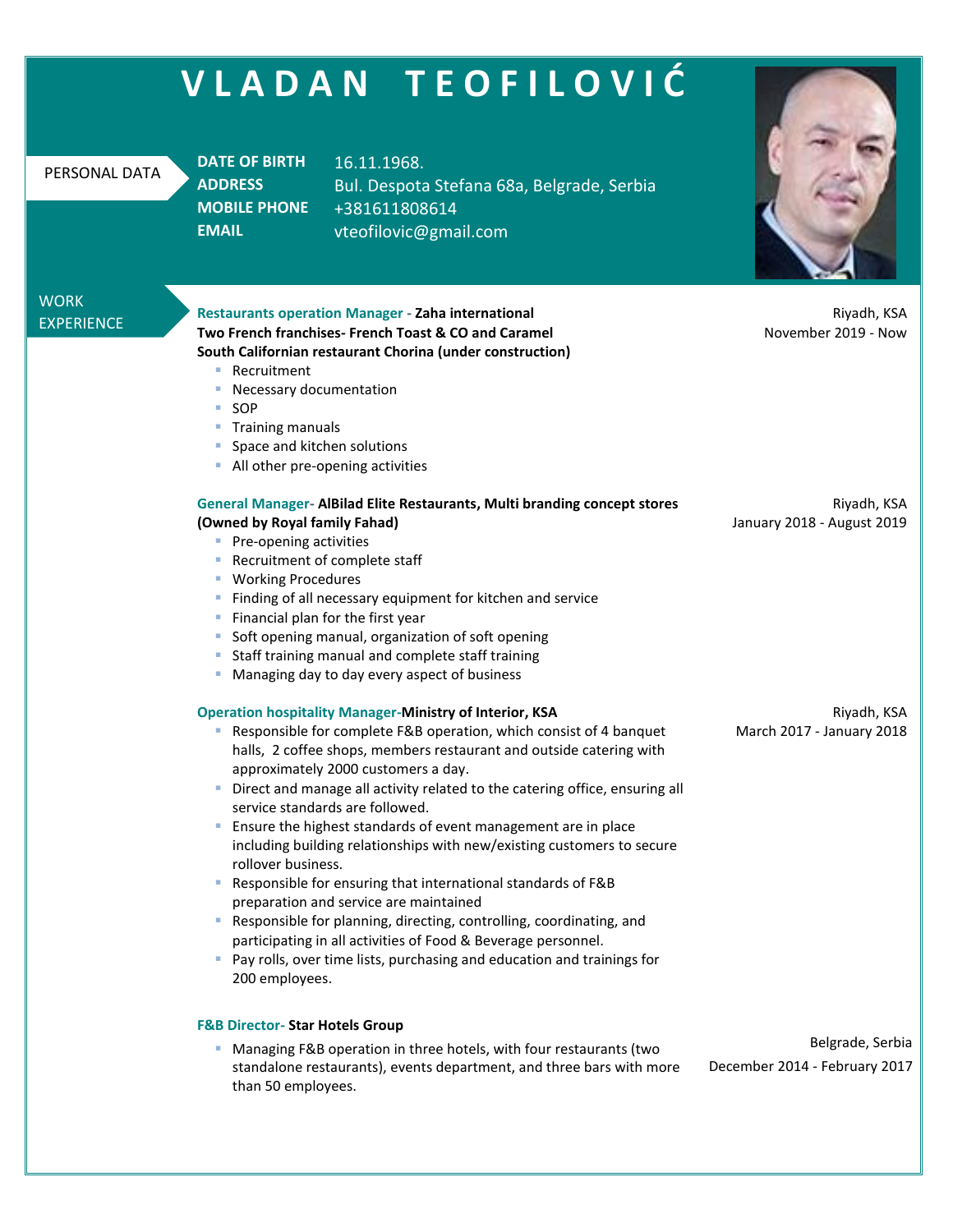# V L A D A N   T E O F I L O V I Ć

## PERSONAL DATA

**DATE OF BIRTH** 16.11.1968.
**ADDRESS** Bul. Despota Stefana 68a, Belgrade, Serbia
**MOBILE PHONE** +381611808614
**EMAIL** vteofilovic@gmail.com

## WORK EXPERIENCE

**Restaurants operation Manager - Zaha international**
**Two French franchises- French Toast & CO and Caramel**
**South Californian restaurant Chorina (under construction)**

Riyadh, KSA
November 2019 - Now

- Recruitment
- Necessary documentation
- SOP
- Training manuals
- Space and kitchen solutions
- All other pre-opening activities

**General Manager- AlBilad Elite Restaurants, Multi branding concept stores (Owned by Royal family Fahad)**

Riyadh, KSA
January 2018 - August 2019

- Pre-opening activities
- Recruitment of complete staff
- Working Procedures
- Finding of all necessary equipment for kitchen and service
- Financial plan for the first year
- Soft opening manual, organization of soft opening
- Staff training manual and complete staff training
- Managing day to day every aspect of business

**Operation hospitality Manager-Ministry of Interior, KSA**

Riyadh, KSA
March 2017 - January 2018

- Responsible for complete F&B operation, which consist of 4 banquet halls, 2 coffee shops, members restaurant and outside catering with approximately 2000 customers a day.
- Direct and manage all activity related to the catering office, ensuring all service standards are followed.
- Ensure the highest standards of event management are in place including building relationships with new/existing customers to secure rollover business.
- Responsible for ensuring that international standards of F&B preparation and service are maintained
- Responsible for planning, directing, controlling, coordinating, and participating in all activities of Food & Beverage personnel.
- Pay rolls, over time lists, purchasing and education and trainings for 200 employees.

**F&B Director- Star Hotels Group**

Belgrade, Serbia
December 2014 - February 2017

- Managing F&B operation in three hotels, with four restaurants (two standalone restaurants), events department, and three bars with more than 50 employees.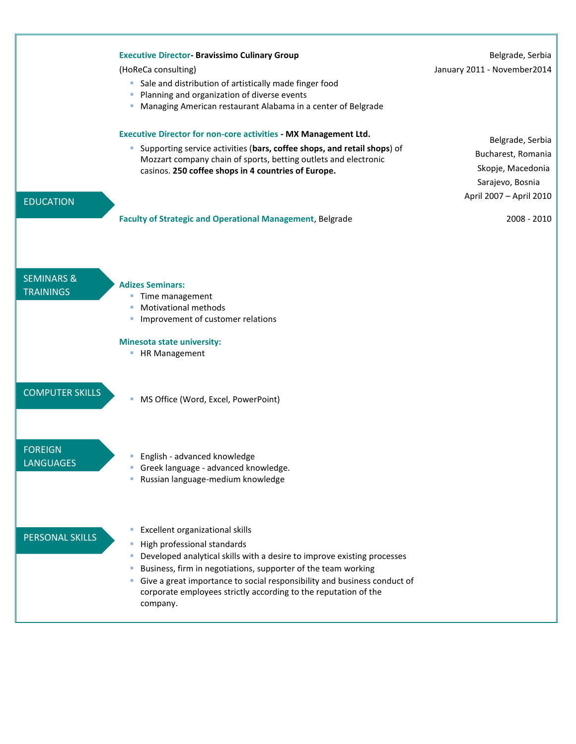**Executive Director- Bravissimo Culinary Group**
(HoReCa consulting)

Belgrade, Serbia
January 2011 - November2014

- Sale and distribution of artistically made finger food
- Planning and organization of diverse events
- Managing American restaurant Alabama in a center of Belgrade

**Executive Director for non-core activities - MX Management Ltd.**

Belgrade, Serbia
Bucharest, Romania
Skopje, Macedonia
Sarajevo, Bosnia
April 2007 – April 2010

- Supporting service activities (**bars, coffee shops, and retail shops**) of Mozzart company chain of sports, betting outlets and electronic casinos. **250 coffee shops in 4 countries of Europe.**

## EDUCATION

**Faculty of Strategic and Operational Management**, Belgrade — 2008 - 2010

## SEMINARS & TRAININGS

**Adizes Seminars:**

- Time management
- Motivational methods
- Improvement of customer relations

**Minesota state university:**

- HR Management

## COMPUTER SKILLS

- MS Office (Word, Excel, PowerPoint)

## FOREIGN LANGUAGES

- English - advanced knowledge
- Greek language - advanced knowledge.
- Russian language-medium knowledge

## PERSONAL SKILLS

- Excellent organizational skills
- High professional standards
- Developed analytical skills with a desire to improve existing processes
- Business, firm in negotiations, supporter of the team working
- Give a great importance to social responsibility and business conduct of corporate employees strictly according to the reputation of the company.